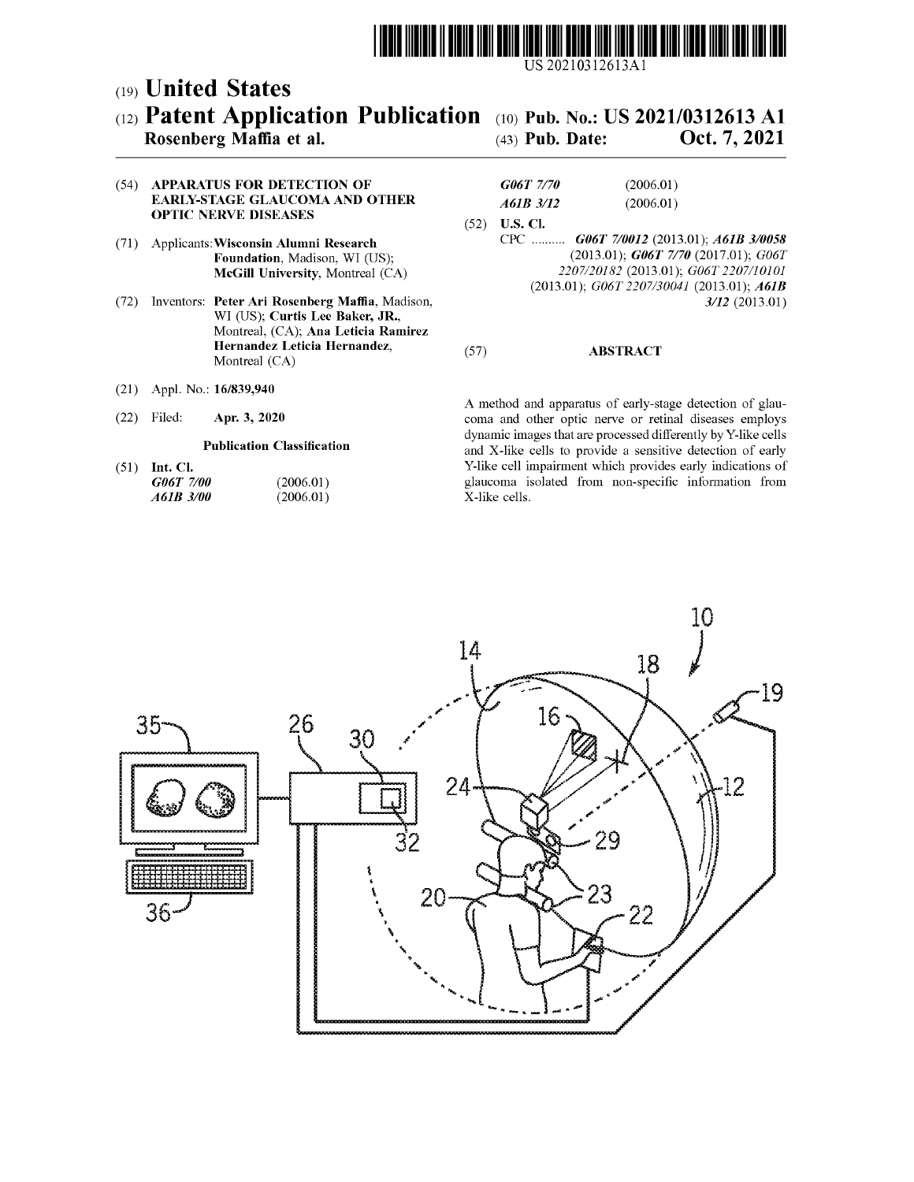US 20210312613A1

(19) **United States**

(12) **Patent Application Publication**

**Rosenberg Maffia et al.**

(10) **Pub. No.: US 2021/0312613 A1**

(43) **Pub. Date: Oct. 7, 2021**

(54) **APPARATUS FOR DETECTION OF EARLY-STAGE GLAUCOMA AND OTHER OPTIC NERVE DISEASES**

(71) Applicants: **Wisconsin Alumni Research Foundation**, Madison, WI (US); **McGill University**, Montreal (CA)

(72) Inventors: **Peter Ari Rosenberg Maffia**, Madison, WI (US); **Curtis Lee Baker, JR.**, Montreal, (CA); **Ana Leticia Ramirez Hernandez Leticia Hernandez**, Montreal (CA)

(21) Appl. No.: **16/839,940**

(22) Filed: **Apr. 3, 2020**

**Publication Classification**

(51) **Int. Cl.**

***G06T 7/00*** (2006.01)
***A61B 3/00*** (2006.01)
***G06T 7/70*** (2006.01)
***A61B 3/12*** (2006.01)

(52) **U.S. Cl.**

CPC .......... ***G06T 7/0012*** (2013.01); ***A61B 3/0058*** (2013.01); ***G06T 7/70*** (2017.01); *G06T 2207/20182* (2013.01); *G06T 2207/10101* (2013.01); *G06T 2207/30041* (2013.01); ***A61B 3/12*** (2013.01)

(57) **ABSTRACT**

A method and apparatus of early-stage detection of glaucoma and other optic nerve or retinal diseases employs dynamic images that are processed differently by Y-like cells and X-like cells to provide a sensitive detection of early Y-like cell impairment which provides early indications of glaucoma isolated from non-specific information from X-like cells.

10 14 18 19 16 35 26 30 24 12 32 29 20 23 36 22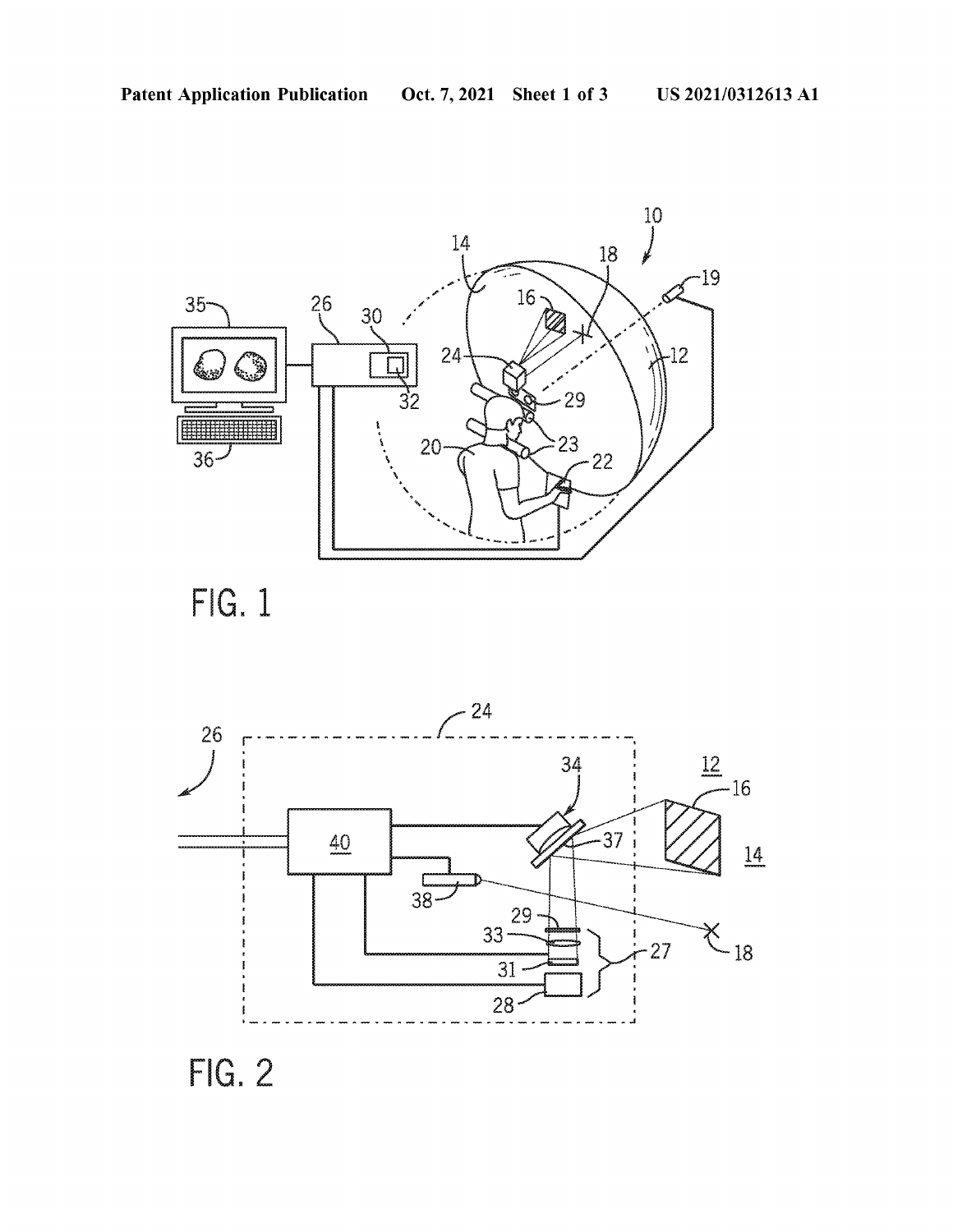FIG. 1

FIG. 2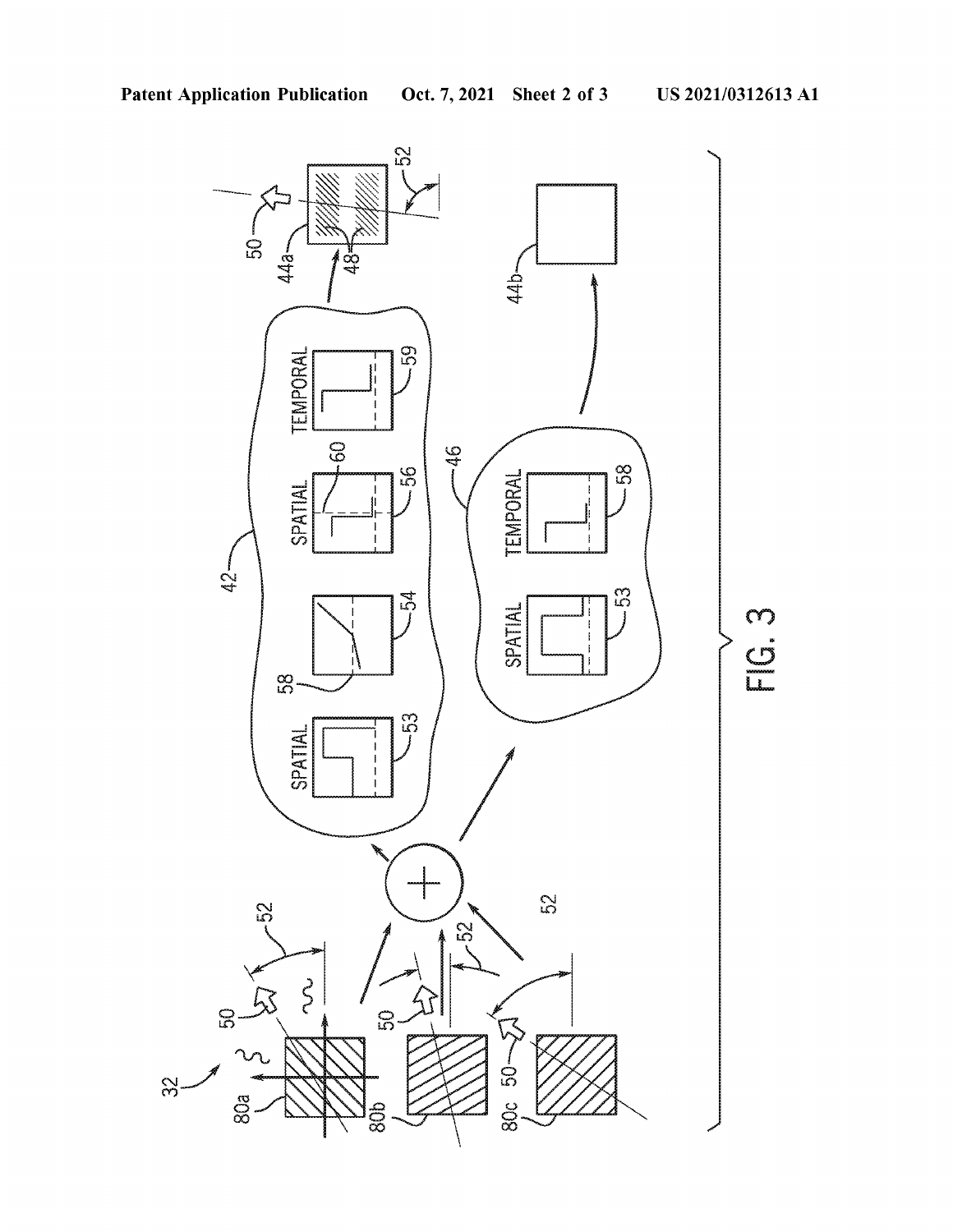SPATIAL

TEMPORAL

SPATIAL

SPATIAL

TEMPORAL

32

42

44a

44b

46

48

50

52

53

54

56

58

59

60

80a

80b

80c

FIG. 3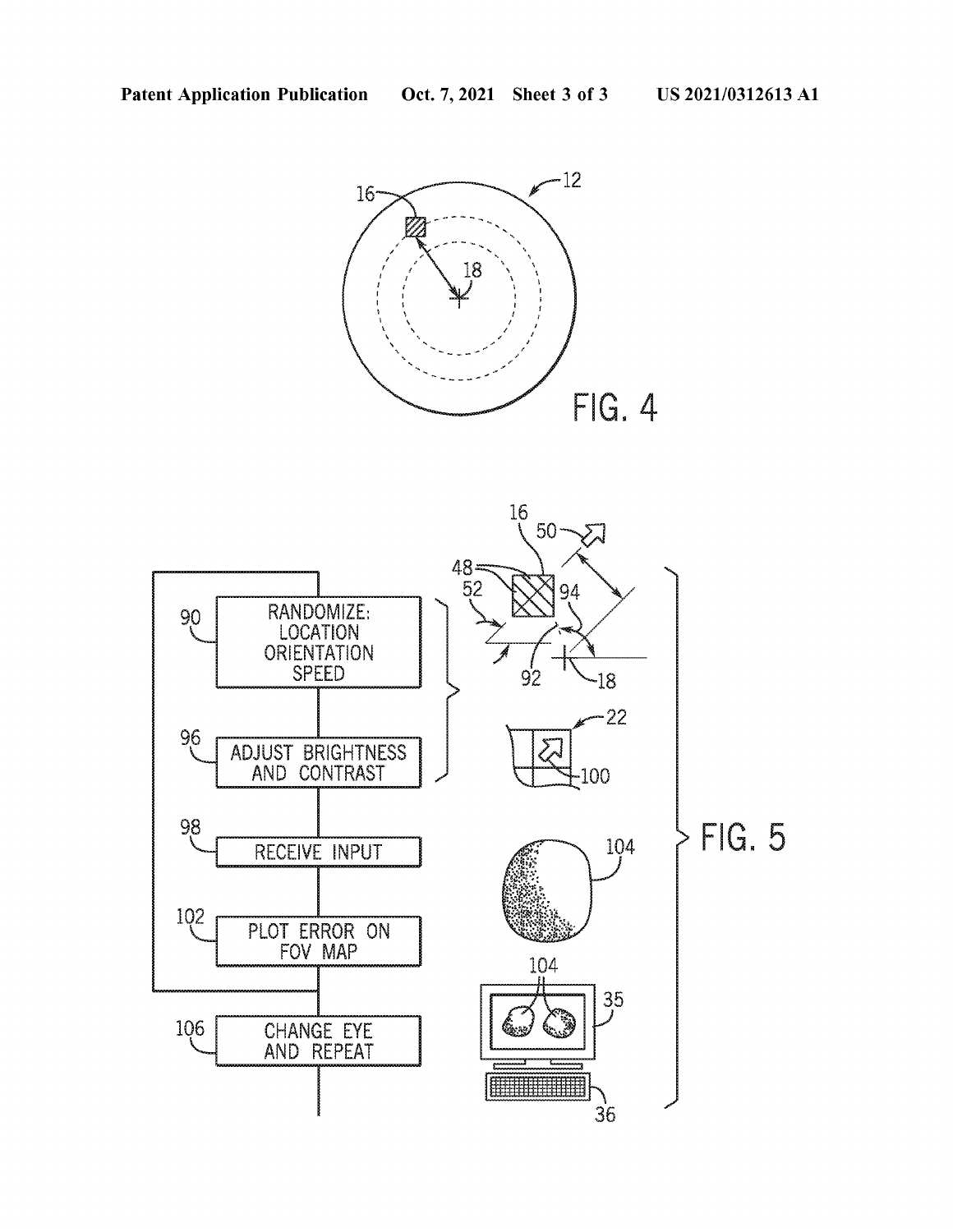FIG. 4

16
12
18

FIG. 5

90
RANDOMIZE:
LOCATION
ORIENTATION
SPEED

96
ADJUST BRIGHTNESS
AND CONTRAST

98
RECEIVE INPUT

102
PLOT ERROR ON
FOV MAP

106
CHANGE EYE
AND REPEAT

16
50
48
52
94
92
18
22
100
104
104
35
36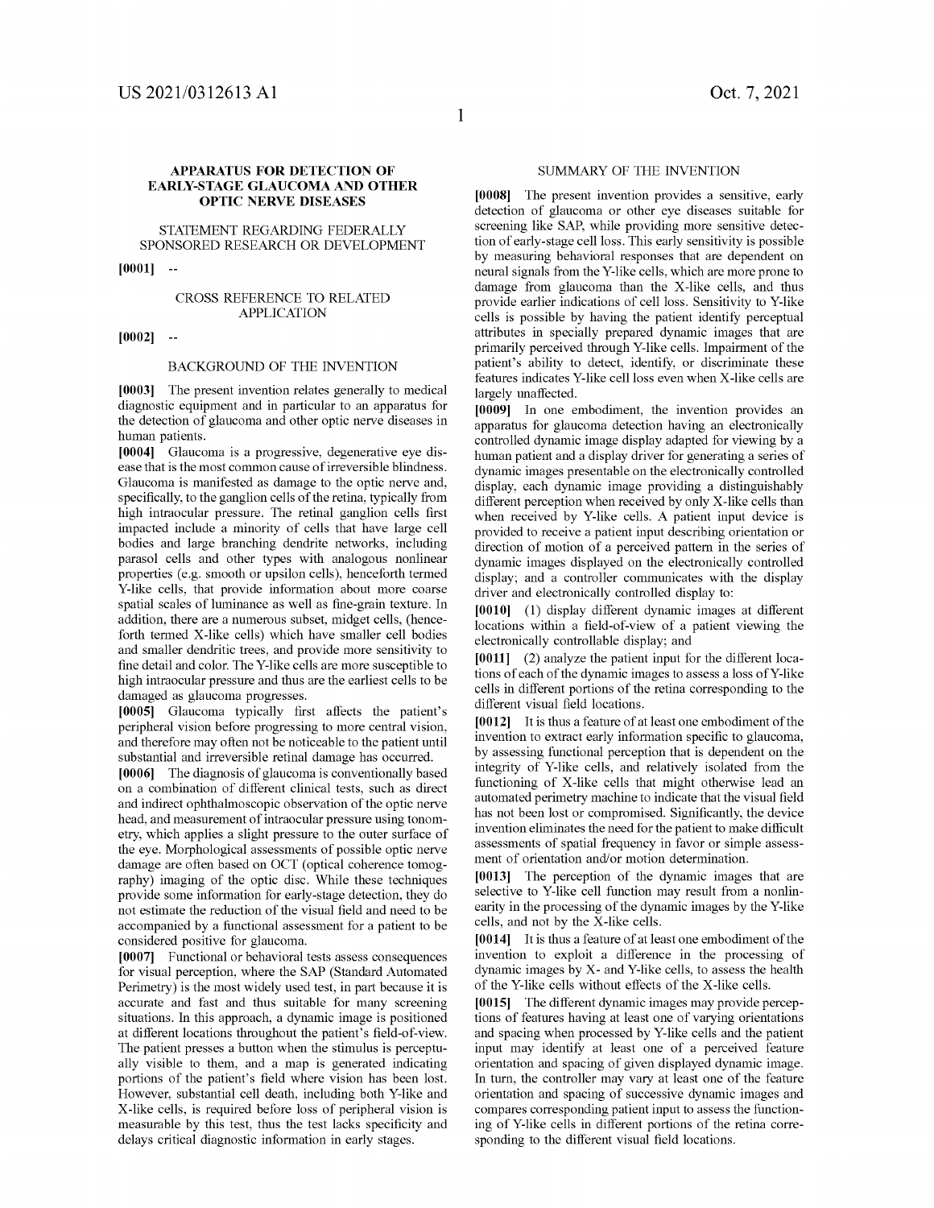# APPARATUS FOR DETECTION OF EARLY-STAGE GLAUCOMA AND OTHER OPTIC NERVE DISEASES

## STATEMENT REGARDING FEDERALLY SPONSORED RESEARCH OR DEVELOPMENT

**[0001]** --

## CROSS REFERENCE TO RELATED APPLICATION

**[0002]** --

## BACKGROUND OF THE INVENTION

**[0003]** The present invention relates generally to medical diagnostic equipment and in particular to an apparatus for the detection of glaucoma and other optic nerve diseases in human patients.

**[0004]** Glaucoma is a progressive, degenerative eye disease that is the most common cause of irreversible blindness. Glaucoma is manifested as damage to the optic nerve and, specifically, to the ganglion cells of the retina, typically from high intraocular pressure. The retinal ganglion cells first impacted include a minority of cells that have large cell bodies and large branching dendrite networks, including parasol cells and other types with analogous nonlinear properties (e.g. smooth or upsilon cells), henceforth termed Y-like cells, that provide information about more coarse spatial scales of luminance as well as fine-grain texture. In addition, there are a numerous subset, midget cells, (henceforth termed X-like cells) which have smaller cell bodies and smaller dendritic trees, and provide more sensitivity to fine detail and color. The Y-like cells are more susceptible to high intraocular pressure and thus are the earliest cells to be damaged as glaucoma progresses.

**[0005]** Glaucoma typically first affects the patient's peripheral vision before progressing to more central vision, and therefore may often not be noticeable to the patient until substantial and irreversible retinal damage has occurred.

**[0006]** The diagnosis of glaucoma is conventionally based on a combination of different clinical tests, such as direct and indirect ophthalmoscopic observation of the optic nerve head, and measurement of intraocular pressure using tonometry, which applies a slight pressure to the outer surface of the eye. Morphological assessments of possible optic nerve damage are often based on OCT (optical coherence tomography) imaging of the optic disc. While these techniques provide some information for early-stage detection, they do not estimate the reduction of the visual field and need to be accompanied by a functional assessment for a patient to be considered positive for glaucoma.

**[0007]** Functional or behavioral tests assess consequences for visual perception, where the SAP (Standard Automated Perimetry) is the most widely used test, in part because it is accurate and fast and thus suitable for many screening situations. In this approach, a dynamic image is positioned at different locations throughout the patient's field-of-view. The patient presses a button when the stimulus is perceptually visible to them, and a map is generated indicating portions of the patient's field where vision has been lost. However, substantial cell death, including both Y-like and X-like cells, is required before loss of peripheral vision is measurable by this test, thus the test lacks specificity and delays critical diagnostic information in early stages.

## SUMMARY OF THE INVENTION

**[0008]** The present invention provides a sensitive, early detection of glaucoma or other eye diseases suitable for screening like SAP, while providing more sensitive detection of early-stage cell loss. This early sensitivity is possible by measuring behavioral responses that are dependent on neural signals from the Y-like cells, which are more prone to damage from glaucoma than the X-like cells, and thus provide earlier indications of cell loss. Sensitivity to Y-like cells is possible by having the patient identify perceptual attributes in specially prepared dynamic images that are primarily perceived through Y-like cells. Impairment of the patient's ability to detect, identify, or discriminate these features indicates Y-like cell loss even when X-like cells are largely unaffected.

**[0009]** In one embodiment, the invention provides an apparatus for glaucoma detection having an electronically controlled dynamic image display adapted for viewing by a human patient and a display driver for generating a series of dynamic images presentable on the electronically controlled display, each dynamic image providing a distinguishably different perception when received by only X-like cells than when received by Y-like cells. A patient input device is provided to receive a patient input describing orientation or direction of motion of a perceived pattern in the series of dynamic images displayed on the electronically controlled display; and a controller communicates with the display driver and electronically controlled display to:

**[0010]** (1) display different dynamic images at different locations within a field-of-view of a patient viewing the electronically controllable display; and

**[0011]** (2) analyze the patient input for the different locations of each of the dynamic images to assess a loss of Y-like cells in different portions of the retina corresponding to the different visual field locations.

**[0012]** It is thus a feature of at least one embodiment of the invention to extract early information specific to glaucoma, by assessing functional perception that is dependent on the integrity of Y-like cells, and relatively isolated from the functioning of X-like cells that might otherwise lead an automated perimetry machine to indicate that the visual field has not been lost or compromised. Significantly, the device invention eliminates the need for the patient to make difficult assessments of spatial frequency in favor or simple assessment of orientation and/or motion determination.

**[0013]** The perception of the dynamic images that are selective to Y-like cell function may result from a nonlinearity in the processing of the dynamic images by the Y-like cells, and not by the X-like cells.

**[0014]** It is thus a feature of at least one embodiment of the invention to exploit a difference in the processing of dynamic images by X- and Y-like cells, to assess the health of the Y-like cells without effects of the X-like cells.

**[0015]** The different dynamic images may provide perceptions of features having at least one of varying orientations and spacing when processed by Y-like cells and the patient input may identify at least one of a perceived feature orientation and spacing of given displayed dynamic image. In turn, the controller may vary at least one of the feature orientation and spacing of successive dynamic images and compares corresponding patient input to assess the functioning of Y-like cells in different portions of the retina corresponding to the different visual field locations.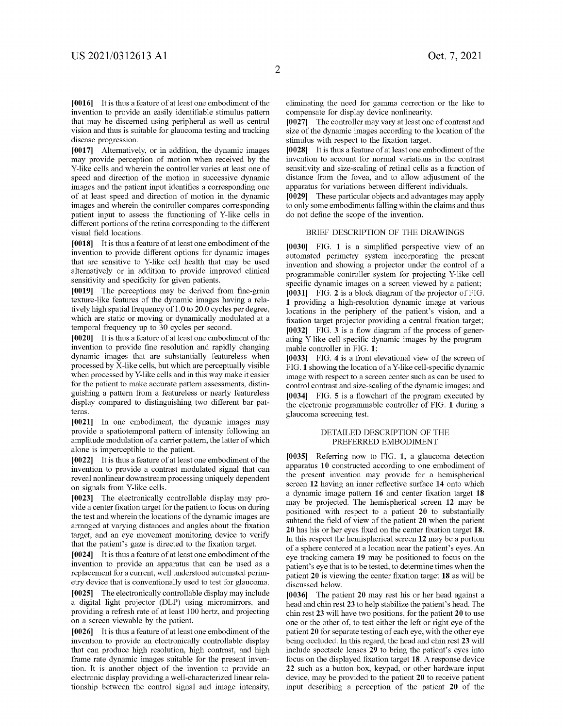**[0016]** It is thus a feature of at least one embodiment of the invention to provide an easily identifiable stimulus pattern that may be discerned using peripheral as well as central vision and thus is suitable for glaucoma testing and tracking disease progression.

**[0017]** Alternatively, or in addition, the dynamic images may provide perception of motion when received by the Y-like cells and wherein the controller varies at least one of speed and direction of the motion in successive dynamic images and the patient input identifies a corresponding one of at least speed and direction of motion in the dynamic images and wherein the controller compares corresponding patient input to assess the functioning of Y-like cells in different portions of the retina corresponding to the different visual field locations.

**[0018]** It is thus a feature of at least one embodiment of the invention to provide different options for dynamic images that are sensitive to Y-like cell health that may be used alternatively or in addition to provide improved clinical sensitivity and specificity for given patients.

**[0019]** The perceptions may be derived from fine-grain texture-like features of the dynamic images having a relatively high spatial frequency of 1.0 to 20.0 cycles per degree, which are static or moving or dynamically modulated at a temporal frequency up to 30 cycles per second.

**[0020]** It is thus a feature of at least one embodiment of the invention to provide fine resolution and rapidly changing dynamic images that are substantially featureless when processed by X-like cells, but which are perceptually visible when processed by Y-like cells and in this way make it easier for the patient to make accurate pattern assessments, distinguishing a pattern from a featureless or nearly featureless display compared to distinguishing two different bar patterns.

**[0021]** In one embodiment, the dynamic images may provide a spatiotemporal pattern of intensity following an amplitude modulation of a carrier pattern, the latter of which alone is imperceptible to the patient.

**[0022]** It is thus a feature of at least one embodiment of the invention to provide a contrast modulated signal that can reveal nonlinear downstream processing uniquely dependent on signals from Y-like cells.

**[0023]** The electronically controllable display may provide a center fixation target for the patient to focus on during the test and wherein the locations of the dynamic images are arranged at varying distances and angles about the fixation target, and an eye movement monitoring device to verify that the patient's gaze is directed to the fixation target.

**[0024]** It is thus a feature of at least one embodiment of the invention to provide an apparatus that can be used as a replacement for a current, well understood automated perimetry device that is conventionally used to test for glaucoma.

**[0025]** The electronically controllable display may include a digital light projector (DLP) using micromirrors, and providing a refresh rate of at least 100 hertz, and projecting on a screen viewable by the patient.

**[0026]** It is thus a feature of at least one embodiment of the invention to provide an electronically controllable display that can produce high resolution, high contrast, and high frame rate dynamic images suitable for the present invention. It is another object of the invention to provide an electronic display providing a well-characterized linear relationship between the control signal and image intensity, eliminating the need for gamma correction or the like to compensate for display device nonlinearity.

**[0027]** The controller may vary at least one of contrast and size of the dynamic images according to the location of the stimulus with respect to the fixation target.

**[0028]** It is thus a feature of at least one embodiment of the invention to account for normal variations in the contrast sensitivity and size-scaling of retinal cells as a function of distance from the fovea, and to allow adjustment of the apparatus for variations between different individuals.

**[0029]** These particular objects and advantages may apply to only some embodiments falling within the claims and thus do not define the scope of the invention.

## BRIEF DESCRIPTION OF THE DRAWINGS

**[0030]** FIG. **1** is a simplified perspective view of an automated perimetry system incorporating the present invention and showing a projector under the control of a programmable controller system for projecting Y-like cell specific dynamic images on a screen viewed by a patient;

**[0031]** FIG. **2** is a block diagram of the projector of FIG. **1** providing a high-resolution dynamic image at various locations in the periphery of the patient's vision, and a fixation target projector providing a central fixation target;

**[0032]** FIG. **3** is a flow diagram of the process of generating Y-like cell specific dynamic images by the programmable controller in FIG. **1**;

**[0033]** FIG. **4** is a front elevational view of the screen of FIG. **1** showing the location of a Y-like cell-specific dynamic image with respect to a screen center such as can be used to control contrast and size-scaling of the dynamic images; and

**[0034]** FIG. **5** is a flowchart of the program executed by the electronic programmable controller of FIG. **1** during a glaucoma screening test.

## DETAILED DESCRIPTION OF THE PREFERRED EMBODIMENT

**[0035]** Referring now to FIG. **1**, a glaucoma detection apparatus **10** constructed according to one embodiment of the present invention may provide for a hemispherical screen **12** having an inner reflective surface **14** onto which a dynamic image pattern **16** and center fixation target **18** may be projected. The hemispherical screen **12** may be positioned with respect to a patient **20** to substantially subtend the field of view of the patient **20** when the patient **20** has his or her eyes fixed on the center fixation target **18**. In this respect the hemispherical screen **12** may be a portion of a sphere centered at a location near the patient's eyes. An eye tracking camera **19** may be positioned to focus on the patient's eye that is to be tested, to determine times when the patient **20** is viewing the center fixation target **18** as will be discussed below.

**[0036]** The patient **20** may rest his or her head against a head and chin rest **23** to help stabilize the patient's head. The chin rest **23** will have two positions, for the patient **20** to use one or the other of, to test either the left or right eye of the patient **20** for separate testing of each eye, with the other eye being occluded. In this regard, the head and chin rest **23** will include spectacle lenses **29** to bring the patient's eyes into focus on the displayed fixation target **18**. A response device **22** such as a button box, keypad, or other hardware input device, may be provided to the patient **20** to receive patient input describing a perception of the patient **20** of the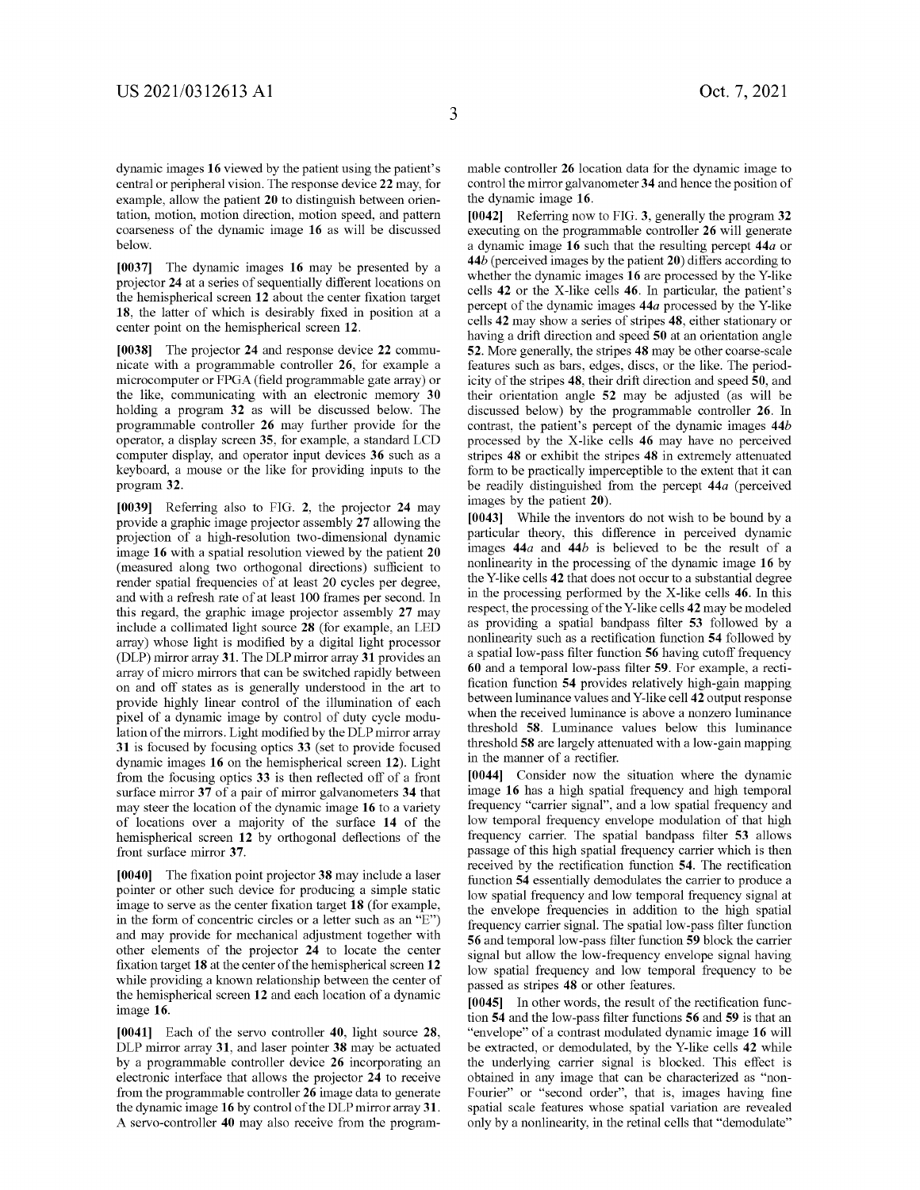dynamic images **16** viewed by the patient using the patient's central or peripheral vision. The response device **22** may, for example, allow the patient **20** to distinguish between orientation, motion, motion direction, motion speed, and pattern coarseness of the dynamic image **16** as will be discussed below.

**[0037]** The dynamic images **16** may be presented by a projector **24** at a series of sequentially different locations on the hemispherical screen **12** about the center fixation target **18**, the latter of which is desirably fixed in position at a center point on the hemispherical screen **12**.

**[0038]** The projector **24** and response device **22** communicate with a programmable controller **26**, for example a microcomputer or FPGA (field programmable gate array) or the like, communicating with an electronic memory **30** holding a program **32** as will be discussed below. The programmable controller **26** may further provide for the operator, a display screen **35**, for example, a standard LCD computer display, and operator input devices **36** such as a keyboard, a mouse or the like for providing inputs to the program **32**.

**[0039]** Referring also to FIG. **2**, the projector **24** may provide a graphic image projector assembly **27** allowing the projection of a high-resolution two-dimensional dynamic image **16** with a spatial resolution viewed by the patient **20** (measured along two orthogonal directions) sufficient to render spatial frequencies of at least 20 cycles per degree, and with a refresh rate of at least 100 frames per second. In this regard, the graphic image projector assembly **27** may include a collimated light source **28** (for example, an LED array) whose light is modified by a digital light processor (DLP) mirror array **31**. The DLP mirror array **31** provides an array of micro mirrors that can be switched rapidly between on and off states as is generally understood in the art to provide highly linear control of the illumination of each pixel of a dynamic image by control of duty cycle modulation of the mirrors. Light modified by the DLP mirror array **31** is focused by focusing optics **33** (set to provide focused dynamic images **16** on the hemispherical screen **12**). Light from the focusing optics **33** is then reflected off of a front surface mirror **37** of a pair of mirror galvanometers **34** that may steer the location of the dynamic image **16** to a variety of locations over a majority of the surface **14** of the hemispherical screen **12** by orthogonal deflections of the front surface mirror **37**.

**[0040]** The fixation point projector **38** may include a laser pointer or other such device for producing a simple static image to serve as the center fixation target **18** (for example, in the form of concentric circles or a letter such as an "E") and may provide for mechanical adjustment together with other elements of the projector **24** to locate the center fixation target **18** at the center of the hemispherical screen **12** while providing a known relationship between the center of the hemispherical screen **12** and each location of a dynamic image **16**.

**[0041]** Each of the servo controller **40**, light source **28**, DLP mirror array **31**, and laser pointer **38** may be actuated by a programmable controller device **26** incorporating an electronic interface that allows the projector **24** to receive from the programmable controller **26** image data to generate the dynamic image **16** by control of the DLP mirror array **31**. A servo-controller **40** may also receive from the programmable controller **26** location data for the dynamic image to control the mirror galvanometer **34** and hence the position of the dynamic image **16**.

**[0042]** Referring now to FIG. **3**, generally the program **32** executing on the programmable controller **26** will generate a dynamic image **16** such that the resulting percept **44***a* or **44***b* (perceived images by the patient **20**) differs according to whether the dynamic images **16** are processed by the Y-like cells **42** or the X-like cells **46**. In particular, the patient's percept of the dynamic images **44***a* processed by the Y-like cells **42** may show a series of stripes **48**, either stationary or having a drift direction and speed **50** at an orientation angle **52**. More generally, the stripes **48** may be other coarse-scale features such as bars, edges, discs, or the like. The periodicity of the stripes **48**, their drift direction and speed **50**, and their orientation angle **52** may be adjusted (as will be discussed below) by the programmable controller **26**. In contrast, the patient's percept of the dynamic images **44***b* processed by the X-like cells **46** may have no perceived stripes **48** or exhibit the stripes **48** in extremely attenuated form to be practically imperceptible to the extent that it can be readily distinguished from the percept **44***a* (perceived images by the patient **20**).

**[0043]** While the inventors do not wish to be bound by a particular theory, this difference in perceived dynamic images **44***a* and **44***b* is believed to be the result of a nonlinearity in the processing of the dynamic image **16** by the Y-like cells **42** that does not occur to a substantial degree in the processing performed by the X-like cells **46**. In this respect, the processing of the Y-like cells **42** may be modeled as providing a spatial bandpass filter **53** followed by a nonlinearity such as a rectification function **54** followed by a spatial low-pass filter function **56** having cutoff frequency **60** and a temporal low-pass filter **59**. For example, a rectification function **54** provides relatively high-gain mapping between luminance values and Y-like cell **42** output response when the received luminance is above a nonzero luminance threshold **58**. Luminance values below this luminance threshold **58** are largely attenuated with a low-gain mapping in the manner of a rectifier.

**[0044]** Consider now the situation where the dynamic image **16** has a high spatial frequency and high temporal frequency "carrier signal", and a low spatial frequency and low temporal frequency envelope modulation of that high frequency carrier. The spatial bandpass filter **53** allows passage of this high spatial frequency carrier which is then received by the rectification function **54**. The rectification function **54** essentially demodulates the carrier to produce a low spatial frequency and low temporal frequency signal at the envelope frequencies in addition to the high spatial frequency carrier signal. The spatial low-pass filter function **56** and temporal low-pass filter function **59** block the carrier signal but allow the low-frequency envelope signal having low spatial frequency and low temporal frequency to be passed as stripes **48** or other features.

**[0045]** In other words, the result of the rectification function **54** and the low-pass filter functions **56** and **59** is that an "envelope" of a contrast modulated dynamic image **16** will be extracted, or demodulated, by the Y-like cells **42** while the underlying carrier signal is blocked. This effect is obtained in any image that can be characterized as "non-Fourier" or "second order", that is, images having fine spatial scale features whose spatial variation are revealed only by a nonlinearity, in the retinal cells that "demodulate"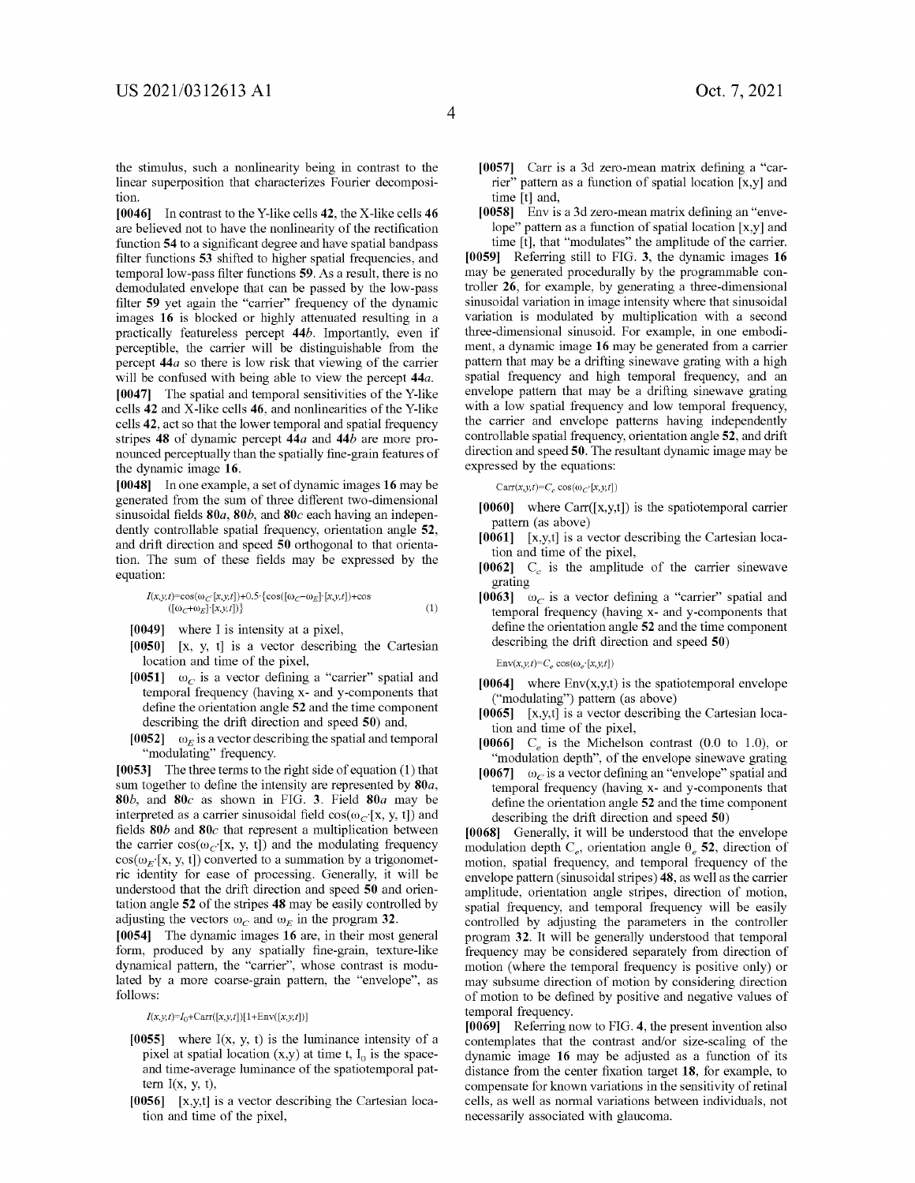the stimulus, such a nonlinearity being in contrast to the linear superposition that characterizes Fourier decomposition.

**[0046]** In contrast to the Y-like cells **42**, the X-like cells **46** are believed not to have the nonlinearity of the rectification function **54** to a significant degree and have spatial bandpass filter functions **53** shifted to higher spatial frequencies, and temporal low-pass filter functions **59**. As a result, there is no demodulated envelope that can be passed by the low-pass filter **59** yet again the "carrier" frequency of the dynamic images **16** is blocked or highly attenuated resulting in a practically featureless percept **44***b*. Importantly, even if perceptible, the carrier will be distinguishable from the percept **44***a* so there is low risk that viewing of the carrier will be confused with being able to view the percept **44***a*.

**[0047]** The spatial and temporal sensitivities of the Y-like cells **42** and X-like cells **46**, and nonlinearities of the Y-like cells **42**, act so that the lower temporal and spatial frequency stripes **48** of dynamic percept **44***a* and **44***b* are more pronounced perceptually than the spatially fine-grain features of the dynamic image **16**.

**[0048]** In one example, a set of dynamic images **16** may be generated from the sum of three different two-dimensional sinusoidal fields **80***a*, **80***b*, and **80***c* each having an independently controllable spatial frequency, orientation angle **52**, and drift direction and speed **50** orthogonal to that orientation. The sum of these fields may be expressed by the equation:

$$I(x,y,t)=\cos(\omega_C\cdot[x,y,t])+0.5\cdot\{\cos([\omega_C-\omega_E]\cdot[x,y,t])+\cos([\omega_C+\omega_E]\cdot[x,y,t])\} \tag{1}$$

**[0049]** where I is intensity at a pixel,

**[0050]** [x, y, t] is a vector describing the Cartesian location and time of the pixel,

**[0051]** $\omega_C$ is a vector defining a "carrier" spatial and temporal frequency (having x- and y-components that define the orientation angle **52** and the time component describing the drift direction and speed **50**) and,

**[0052]** $\omega_E$ is a vector describing the spatial and temporal "modulating" frequency.

**[0053]** The three terms to the right side of equation (1) that sum together to define the intensity are represented by **80***a*, **80***b*, and **80***c* as shown in FIG. **3**. Field **80***a* may be interpreted as a carrier sinusoidal field $\cos(\omega_C\cdot[x, y, t])$ and fields **80***b* and **80***c* that represent a multiplication between the carrier $\cos(\omega_C\cdot[x, y, t])$ and the modulating frequency $\cos(\omega_E\cdot[x, y, t])$ converted to a summation by a trigonometric identity for ease of processing. Generally, it will be understood that the drift direction and speed **50** and orientation angle **52** of the stripes **48** may be easily controlled by adjusting the vectors $\omega_C$ and $\omega_E$ in the program **32**.

**[0054]** The dynamic images **16** are, in their most general form, produced by any spatially fine-grain, texture-like dynamical pattern, the "carrier", whose contrast is modulated by a more coarse-grain pattern, the "envelope", as follows:

$$I(x,y,t)=I_0+\text{Carr}([x,y,t])[1+\text{Env}([x,y,t])]$$

**[0055]** where I(x, y, t) is the luminance intensity of a pixel at spatial location (x,y) at time t, $I_0$ is the space- and time-average luminance of the spatiotemporal pattern I(x, y, t),

**[0056]** [x,y,t] is a vector describing the Cartesian location and time of the pixel,

**[0057]** Carr is a 3d zero-mean matrix defining a "carrier" pattern as a function of spatial location [x,y] and time [t] and,

**[0058]** Env is a 3d zero-mean matrix defining an "envelope" pattern as a function of spatial location [x,y] and time [t], that "modulates" the amplitude of the carrier.

**[0059]** Referring still to FIG. **3**, the dynamic images **16** may be generated procedurally by the programmable controller **26**, for example, by generating a three-dimensional sinusoidal variation in image intensity where that sinusoidal variation is modulated by multiplication with a second three-dimensional sinusoid. For example, in one embodiment, a dynamic image **16** may be generated from a carrier pattern that may be a drifting sinewave grating with a high spatial frequency and high temporal frequency, and an envelope pattern that may be a drifting sinewave grating with a low spatial frequency and low temporal frequency, the carrier and envelope patterns having independently controllable spatial frequency, orientation angle **52**, and drift direction and speed **50**. The resultant dynamic image may be expressed by the equations:

$$\text{Carr}(x,y,t)=C_c\cos(\omega_C\cdot[x,y,t])$$

**[0060]** where Carr([x,y,t]) is the spatiotemporal carrier pattern (as above)

**[0061]** [x,y,t] is a vector describing the Cartesian location and time of the pixel,

**[0062]** $C_c$ is the amplitude of the carrier sinewave grating

**[0063]** $\omega_C$ is a vector defining a "carrier" spatial and temporal frequency (having x- and y-components that define the orientation angle **52** and the time component describing the drift direction and speed **50**)

$$\text{Env}(x,y,t)=C_e\cos(\omega_e\cdot[x,y,t])$$

**[0064]** where Env(x,y,t) is the spatiotemporal envelope ("modulating") pattern (as above)

**[0065]** [x,y,t] is a vector describing the Cartesian location and time of the pixel,

**[0066]** $C_e$ is the Michelson contrast (0.0 to 1.0), or "modulation depth", of the envelope sinewave grating

**[0067]** $\omega_C$ is a vector defining an "envelope" spatial and temporal frequency (having x- and y-components that define the orientation angle **52** and the time component describing the drift direction and speed **50**)

**[0068]** Generally, it will be understood that the envelope modulation depth $C_e$, orientation angle $\theta_e$ **52**, direction of motion, spatial frequency, and temporal frequency of the envelope pattern (sinusoidal stripes) **48**, as well as the carrier amplitude, orientation angle stripes, direction of motion, spatial frequency, and temporal frequency will be easily controlled by adjusting the parameters in the controller program **32**. It will be generally understood that temporal frequency may be considered separately from direction of motion (where the temporal frequency is positive only) or may subsume direction of motion by considering direction of motion to be defined by positive and negative values of temporal frequency.

**[0069]** Referring now to FIG. **4**, the present invention also contemplates that the contrast and/or size-scaling of the dynamic image **16** may be adjusted as a function of its distance from the center fixation target **18**, for example, to compensate for known variations in the sensitivity of retinal cells, as well as normal variations between individuals, not necessarily associated with glaucoma.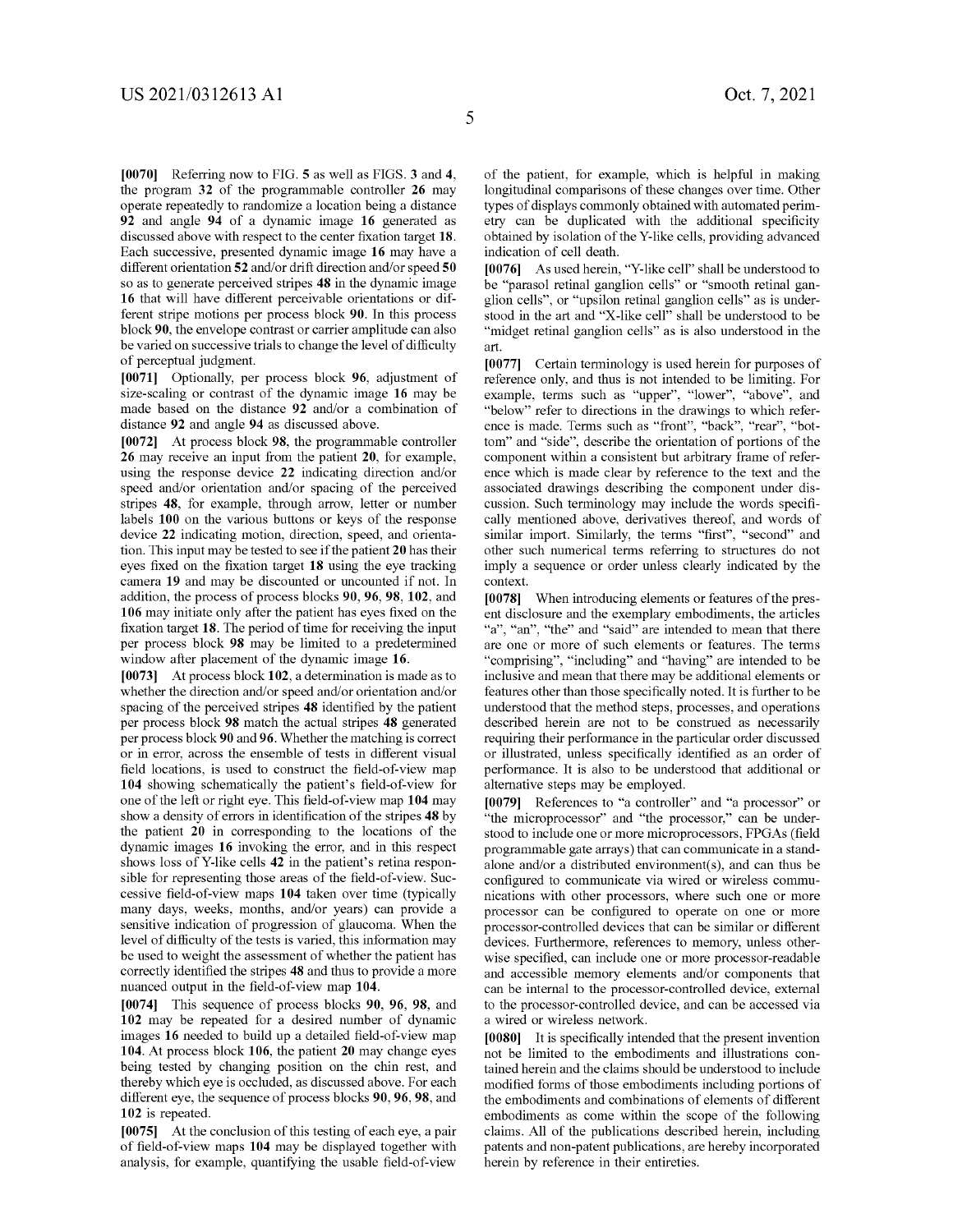[0070] Referring now to FIG. **5** as well as FIGS. **3** and **4**, the program **32** of the programmable controller **26** may operate repeatedly to randomize a location being a distance **92** and angle **94** of a dynamic image **16** generated as discussed above with respect to the center fixation target **18**. Each successive, presented dynamic image **16** may have a different orientation **52** and/or drift direction and/or speed **50** so as to generate perceived stripes **48** in the dynamic image **16** that will have different perceivable orientations or different stripe motions per process block **90**. In this process block **90**, the envelope contrast or carrier amplitude can also be varied on successive trials to change the level of difficulty of perceptual judgment.

[0071] Optionally, per process block **96**, adjustment of size-scaling or contrast of the dynamic image **16** may be made based on the distance **92** and/or a combination of distance **92** and angle **94** as discussed above.

[0072] At process block **98**, the programmable controller **26** may receive an input from the patient **20**, for example, using the response device **22** indicating direction and/or speed and/or orientation and/or spacing of the perceived stripes **48**, for example, through arrow, letter or number labels **100** on the various buttons or keys of the response device **22** indicating motion, direction, speed, and orientation. This input may be tested to see if the patient **20** has their eyes fixed on the fixation target **18** using the eye tracking camera **19** and may be discounted or uncounted if not. In addition, the process of process blocks **90**, **96**, **98**, **102**, and **106** may initiate only after the patient has eyes fixed on the fixation target **18**. The period of time for receiving the input per process block **98** may be limited to a predetermined window after placement of the dynamic image **16**.

[0073] At process block **102**, a determination is made as to whether the direction and/or speed and/or orientation and/or spacing of the perceived stripes **48** identified by the patient per process block **98** match the actual stripes **48** generated per process block **90** and **96**. Whether the matching is correct or in error, across the ensemble of tests in different visual field locations, is used to construct the field-of-view map **104** showing schematically the patient's field-of-view for one of the left or right eye. This field-of-view map **104** may show a density of errors in identification of the stripes **48** by the patient **20** in corresponding to the locations of the dynamic images **16** invoking the error, and in this respect shows loss of Y-like cells **42** in the patient's retina responsible for representing those areas of the field-of-view. Successive field-of-view maps **104** taken over time (typically many days, weeks, months, and/or years) can provide a sensitive indication of progression of glaucoma. When the level of difficulty of the tests is varied, this information may be used to weight the assessment of whether the patient has correctly identified the stripes **48** and thus to provide a more nuanced output in the field-of-view map **104**.

[0074] This sequence of process blocks **90**, **96**, **98**, and **102** may be repeated for a desired number of dynamic images **16** needed to build up a detailed field-of-view map **104**. At process block **106**, the patient **20** may change eyes being tested by changing position on the chin rest, and thereby which eye is occluded, as discussed above. For each different eye, the sequence of process blocks **90**, **96**, **98**, and **102** is repeated.

[0075] At the conclusion of this testing of each eye, a pair of field-of-view maps **104** may be displayed together with analysis, for example, quantifying the usable field-of-view of the patient, for example, which is helpful in making longitudinal comparisons of these changes over time. Other types of displays commonly obtained with automated perimetry can be duplicated with the additional specificity obtained by isolation of the Y-like cells, providing advanced indication of cell death.

[0076] As used herein, "Y-like cell" shall be understood to be "parasol retinal ganglion cells" or "smooth retinal ganglion cells", or "upsilon retinal ganglion cells" as is understood in the art and "X-like cell" shall be understood to be "midget retinal ganglion cells" as is also understood in the art.

[0077] Certain terminology is used herein for purposes of reference only, and thus is not intended to be limiting. For example, terms such as "upper", "lower", "above", and "below" refer to directions in the drawings to which reference is made. Terms such as "front", "back", "rear", "bottom" and "side", describe the orientation of portions of the component within a consistent but arbitrary frame of reference which is made clear by reference to the text and the associated drawings describing the component under discussion. Such terminology may include the words specifically mentioned above, derivatives thereof, and words of similar import. Similarly, the terms "first", "second" and other such numerical terms referring to structures do not imply a sequence or order unless clearly indicated by the context.

[0078] When introducing elements or features of the present disclosure and the exemplary embodiments, the articles "a", "an", "the" and "said" are intended to mean that there are one or more of such elements or features. The terms "comprising", "including" and "having" are intended to be inclusive and mean that there may be additional elements or features other than those specifically noted. It is further to be understood that the method steps, processes, and operations described herein are not to be construed as necessarily requiring their performance in the particular order discussed or illustrated, unless specifically identified as an order of performance. It is also to be understood that additional or alternative steps may be employed.

[0079] References to "a controller" and "a processor" or "the microprocessor" and "the processor," can be understood to include one or more microprocessors, FPGAs (field programmable gate arrays) that can communicate in a stand-alone and/or a distributed environment(s), and can thus be configured to communicate via wired or wireless communications with other processors, where such one or more processor can be configured to operate on one or more processor-controlled devices that can be similar or different devices. Furthermore, references to memory, unless otherwise specified, can include one or more processor-readable and accessible memory elements and/or components that can be internal to the processor-controlled device, external to the processor-controlled device, and can be accessed via a wired or wireless network.

[0080] It is specifically intended that the present invention not be limited to the embodiments and illustrations contained herein and the claims should be understood to include modified forms of those embodiments including portions of the embodiments and combinations of elements of different embodiments as come within the scope of the following claims. All of the publications described herein, including patents and non-patent publications, are hereby incorporated herein by reference in their entireties.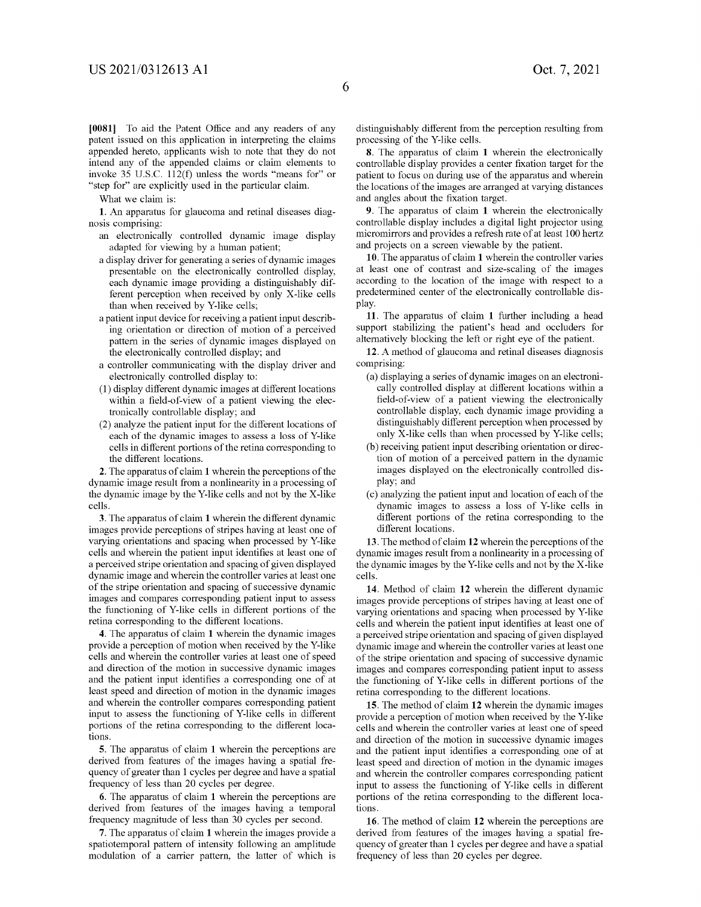**[0081]** To aid the Patent Office and any readers of any patent issued on this application in interpreting the claims appended hereto, applicants wish to note that they do not intend any of the appended claims or claim elements to invoke 35 U.S.C. 112(f) unless the words "means for" or "step for" are explicitly used in the particular claim.

What we claim is:

**1**. An apparatus for glaucoma and retinal diseases diagnosis comprising:

- an electronically controlled dynamic image display adapted for viewing by a human patient;
- a display driver for generating a series of dynamic images presentable on the electronically controlled display, each dynamic image providing a distinguishably different perception when received by only X-like cells than when received by Y-like cells;
- a patient input device for receiving a patient input describing orientation or direction of motion of a perceived pattern in the series of dynamic images displayed on the electronically controlled display; and
- a controller communicating with the display driver and electronically controlled display to:
- (1) display different dynamic images at different locations within a field-of-view of a patient viewing the electronically controllable display; and
- (2) analyze the patient input for the different locations of each of the dynamic images to assess a loss of Y-like cells in different portions of the retina corresponding to the different locations.

**2**. The apparatus of claim **1** wherein the perceptions of the dynamic image result from a nonlinearity in a processing of the dynamic image by the Y-like cells and not by the X-like cells.

**3**. The apparatus of claim **1** wherein the different dynamic images provide perceptions of stripes having at least one of varying orientations and spacing when processed by Y-like cells and wherein the patient input identifies at least one of a perceived stripe orientation and spacing of given displayed dynamic image and wherein the controller varies at least one of the stripe orientation and spacing of successive dynamic images and compares corresponding patient input to assess the functioning of Y-like cells in different portions of the retina corresponding to the different locations.

**4**. The apparatus of claim **1** wherein the dynamic images provide a perception of motion when received by the Y-like cells and wherein the controller varies at least one of speed and direction of the motion in successive dynamic images and the patient input identifies a corresponding one of at least speed and direction of motion in the dynamic images and wherein the controller compares corresponding patient input to assess the functioning of Y-like cells in different portions of the retina corresponding to the different locations.

**5**. The apparatus of claim **1** wherein the perceptions are derived from features of the images having a spatial frequency of greater than 1 cycles per degree and have a spatial frequency of less than 20 cycles per degree.

**6**. The apparatus of claim **1** wherein the perceptions are derived from features of the images having a temporal frequency magnitude of less than 30 cycles per second.

**7**. The apparatus of claim **1** wherein the images provide a spatiotemporal pattern of intensity following an amplitude modulation of a carrier pattern, the latter of which is distinguishably different from the perception resulting from processing of the Y-like cells.

**8**. The apparatus of claim **1** wherein the electronically controllable display provides a center fixation target for the patient to focus on during use of the apparatus and wherein the locations of the images are arranged at varying distances and angles about the fixation target.

**9**. The apparatus of claim **1** wherein the electronically controllable display includes a digital light projector using micromirrors and provides a refresh rate of at least 100 hertz and projects on a screen viewable by the patient.

**10**. The apparatus of claim **1** wherein the controller varies at least one of contrast and size-scaling of the images according to the location of the image with respect to a predetermined center of the electronically controllable display.

**11**. The apparatus of claim **1** further including a head support stabilizing the patient's head and occluders for alternatively blocking the left or right eye of the patient.

**12**. A method of glaucoma and retinal diseases diagnosis comprising:

- (a) displaying a series of dynamic images on an electronically controlled display at different locations within a field-of-view of a patient viewing the electronically controllable display, each dynamic image providing a distinguishably different perception when processed by only X-like cells than when processed by Y-like cells;
- (b) receiving patient input describing orientation or direction of motion of a perceived pattern in the dynamic images displayed on the electronically controlled display; and
- (c) analyzing the patient input and location of each of the dynamic images to assess a loss of Y-like cells in different portions of the retina corresponding to the different locations.

**13**. The method of claim **12** wherein the perceptions of the dynamic images result from a nonlinearity in a processing of the dynamic images by the Y-like cells and not by the X-like cells.

**14**. Method of claim **12** wherein the different dynamic images provide perceptions of stripes having at least one of varying orientations and spacing when processed by Y-like cells and wherein the patient input identifies at least one of a perceived stripe orientation and spacing of given displayed dynamic image and wherein the controller varies at least one of the stripe orientation and spacing of successive dynamic images and compares corresponding patient input to assess the functioning of Y-like cells in different portions of the retina corresponding to the different locations.

**15**. The method of claim **12** wherein the dynamic images provide a perception of motion when received by the Y-like cells and wherein the controller varies at least one of speed and direction of the motion in successive dynamic images and the patient input identifies a corresponding one of at least speed and direction of motion in the dynamic images and wherein the controller compares corresponding patient input to assess the functioning of Y-like cells in different portions of the retina corresponding to the different locations.

**16**. The method of claim **12** wherein the perceptions are derived from features of the images having a spatial frequency of greater than 1 cycles per degree and have a spatial frequency of less than 20 cycles per degree.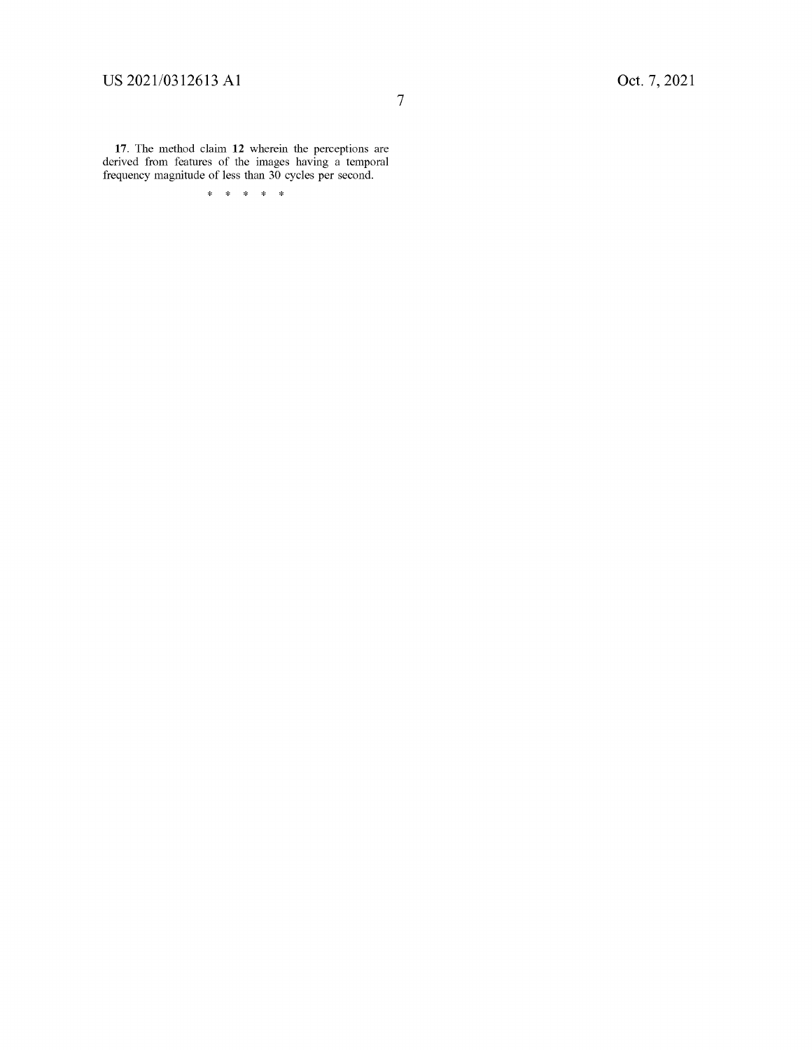**17**. The method claim **12** wherein the perceptions are derived from features of the images having a temporal frequency magnitude of less than 30 cycles per second.

* * * * *